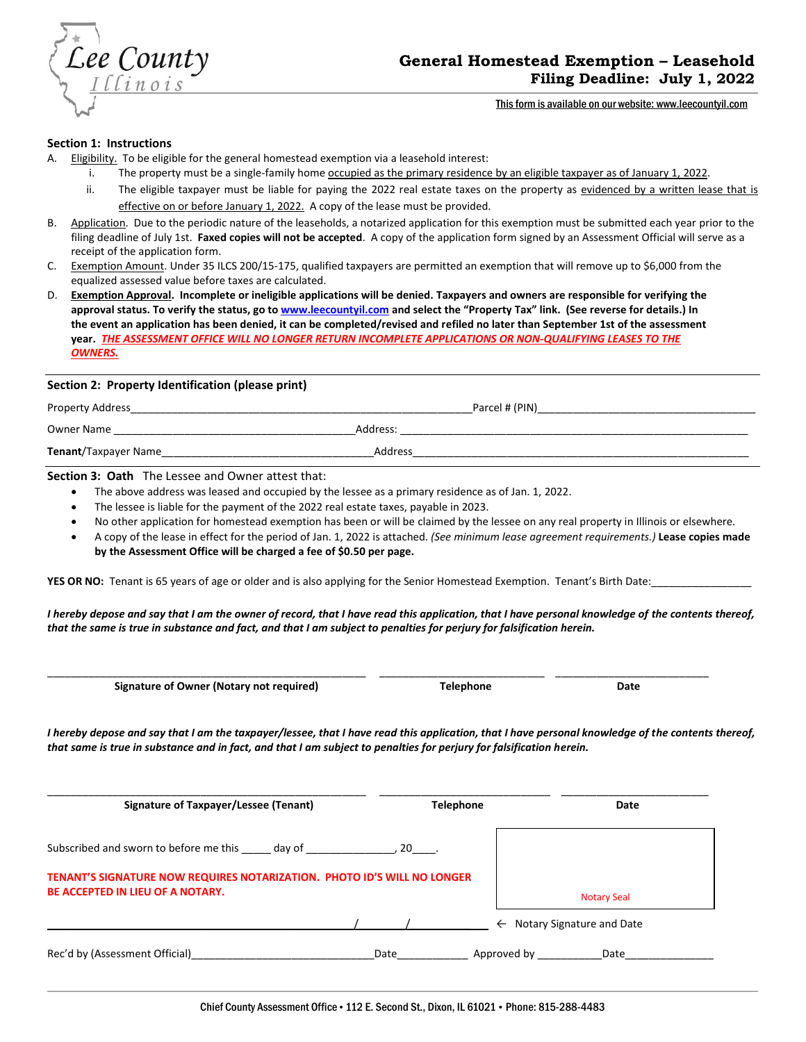Lee County Illinois

# General Homestead Exemption – Leasehold
## Filing Deadline: July 1, 2022

This form is available on our website: www.leecountyil.com

**Section 1: Instructions**

A. Eligibility. To be eligible for the general homestead exemption via a leasehold interest:
   i. The property must be a single-family home occupied as the primary residence by an eligible taxpayer as of January 1, 2022.
   ii. The eligible taxpayer must be liable for paying the 2022 real estate taxes on the property as evidenced by a written lease that is effective on or before January 1, 2022. A copy of the lease must be provided.

B. Application. Due to the periodic nature of the leaseholds, a notarized application for this exemption must be submitted each year prior to the filing deadline of July 1st. **Faxed copies will not be accepted**. A copy of the application form signed by an Assessment Official will serve as a receipt of the application form.

C. Exemption Amount. Under 35 ILCS 200/15-175, qualified taxpayers are permitted an exemption that will remove up to $6,000 from the equalized assessed value before taxes are calculated.

D. **Exemption Approval. Incomplete or ineligible applications will be denied. Taxpayers and owners are responsible for verifying the approval status. To verify the status, go to www.leecountyil.com and select the "Property Tax" link. (See reverse for details.) In the event an application has been denied, it can be completed/revised and refiled no later than September 1st of the assessment year.** ***THE ASSESSMENT OFFICE WILL NO LONGER RETURN INCOMPLETE APPLICATIONS OR NON-QUALIFYING LEASES TO THE OWNERS.***

**Section 2: Property Identification (please print)**

Property Address_________________________ Parcel # (PIN)_________________________

Owner Name _________________________ Address: _________________________

**Tenant**/Taxpayer Name_________________________ Address_________________________

**Section 3: Oath** The Lessee and Owner attest that:

- The above address was leased and occupied by the lessee as a primary residence as of Jan. 1, 2022.
- The lessee is liable for the payment of the 2022 real estate taxes, payable in 2023.
- No other application for homestead exemption has been or will be claimed by the lessee on any real property in Illinois or elsewhere.
- A copy of the lease in effect for the period of Jan. 1, 2022 is attached. *(See minimum lease agreement requirements.)* **Lease copies made by the Assessment Office will be charged a fee of $0.50 per page.**

**YES OR NO:** Tenant is 65 years of age or older and is also applying for the Senior Homestead Exemption. Tenant's Birth Date:________________

***I hereby depose and say that I am the owner of record, that I have read this application, that I have personal knowledge of the contents thereof, that the same is true in substance and fact, and that I am subject to penalties for perjury for falsification herein.***

_________________________ _________________________ _________________________

**Signature of Owner (Notary not required)** **Telephone** **Date**

***I hereby depose and say that I am the taxpayer/lessee, that I have read this application, that I have personal knowledge of the contents thereof, that same is true in substance and in fact, and that I am subject to penalties for perjury for falsification herein.***

_________________________ _________________________ _________________________

**Signature of Taxpayer/Lessee (Tenant)** **Telephone** **Date**

Subscribed and sworn to before me this _____ day of _______________, 20____.

**TENANT'S SIGNATURE NOW REQUIRES NOTARIZATION. PHOTO ID'S WILL NO LONGER BE ACCEPTED IN LIEU OF A NOTARY.**

Notary Seal

_________________________ / / ← Notary Signature and Date

Rec'd by (Assessment Official)_________________________Date____________ Approved by ___________Date_______________

Chief County Assessment Office • 112 E. Second St., Dixon, IL 61021 • Phone: 815-288-4483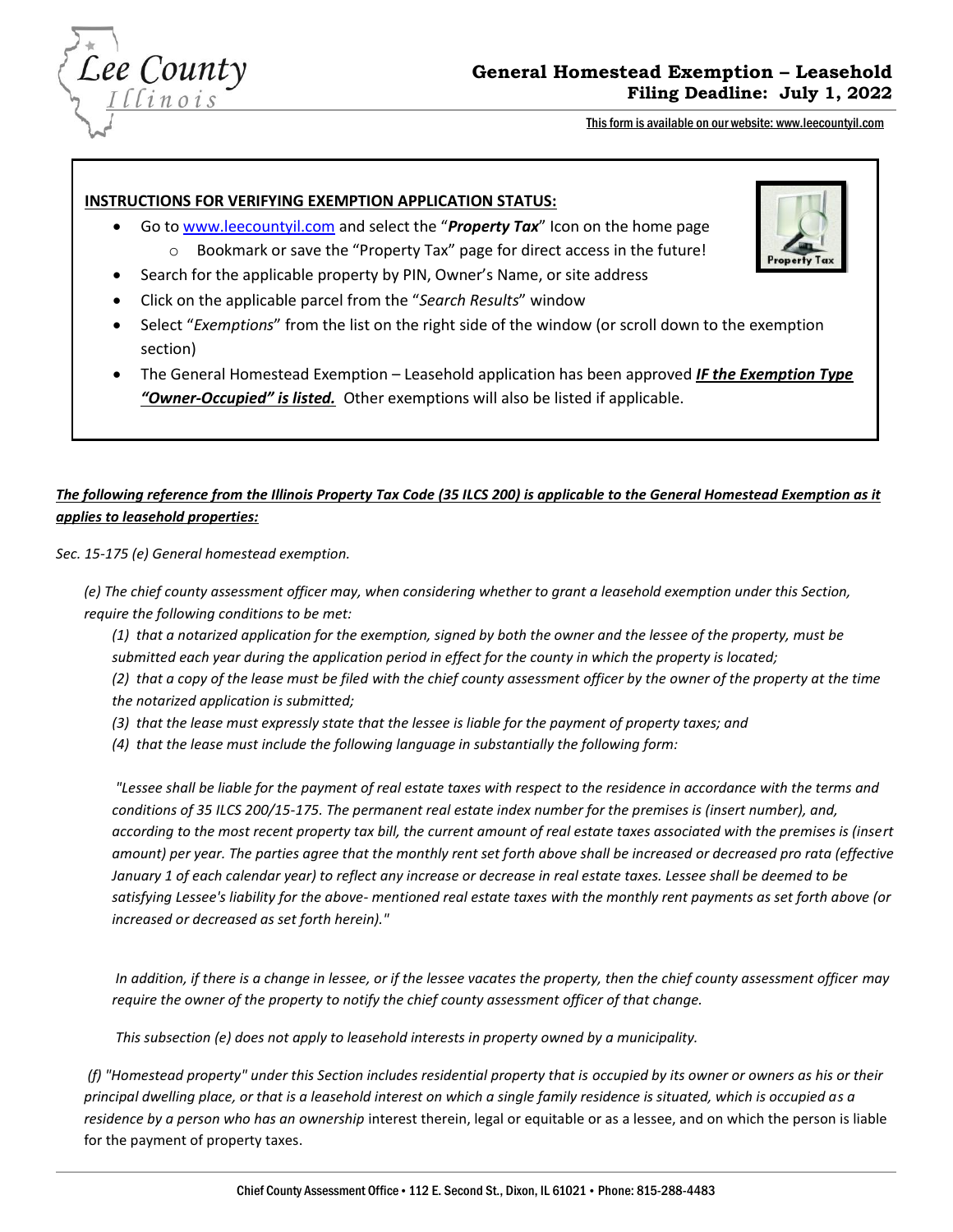# General Homestead Exemption – Leasehold
## Filing Deadline: July 1, 2022

This form is available on our website: www.leecountyil.com

**INSTRUCTIONS FOR VERIFYING EXEMPTION APPLICATION STATUS:**

- Go to www.leecountyil.com and select the "***Property Tax***" Icon on the home page
    - Bookmark or save the "Property Tax" page for direct access in the future!
- Search for the applicable property by PIN, Owner's Name, or site address
- Click on the applicable parcel from the "*Search Results*" window
- Select "*Exemptions*" from the list on the right side of the window (or scroll down to the exemption section)
- The General Homestead Exemption – Leasehold application has been approved ***IF the Exemption Type "Owner-Occupied" is listed.*** Other exemptions will also be listed if applicable.

***The following reference from the Illinois Property Tax Code (35 ILCS 200) is applicable to the General Homestead Exemption as it applies to leasehold properties:***

*Sec. 15-175 (e) General homestead exemption.*

*(e) The chief county assessment officer may, when considering whether to grant a leasehold exemption under this Section, require the following conditions to be met:*

*(1) that a notarized application for the exemption, signed by both the owner and the lessee of the property, must be submitted each year during the application period in effect for the county in which the property is located;*

*(2) that a copy of the lease must be filed with the chief county assessment officer by the owner of the property at the time the notarized application is submitted;*

*(3) that the lease must expressly state that the lessee is liable for the payment of property taxes; and*

*(4) that the lease must include the following language in substantially the following form:*

*"Lessee shall be liable for the payment of real estate taxes with respect to the residence in accordance with the terms and conditions of 35 ILCS 200/15-175. The permanent real estate index number for the premises is (insert number), and, according to the most recent property tax bill, the current amount of real estate taxes associated with the premises is (insert amount) per year. The parties agree that the monthly rent set forth above shall be increased or decreased pro rata (effective January 1 of each calendar year) to reflect any increase or decrease in real estate taxes. Lessee shall be deemed to be satisfying Lessee's liability for the above- mentioned real estate taxes with the monthly rent payments as set forth above (or increased or decreased as set forth herein)."*

*In addition, if there is a change in lessee, or if the lessee vacates the property, then the chief county assessment officer may require the owner of the property to notify the chief county assessment officer of that change.*

*This subsection (e) does not apply to leasehold interests in property owned by a municipality.*

*(f) "Homestead property" under this Section includes residential property that is occupied by its owner or owners as his or their principal dwelling place, or that is a leasehold interest on which a single family residence is situated, which is occupied as a residence by a person who has an ownership* interest therein, legal or equitable or as a lessee, and on which the person is liable for the payment of property taxes.

Chief County Assessment Office • 112 E. Second St., Dixon, IL 61021 • Phone: 815-288-4483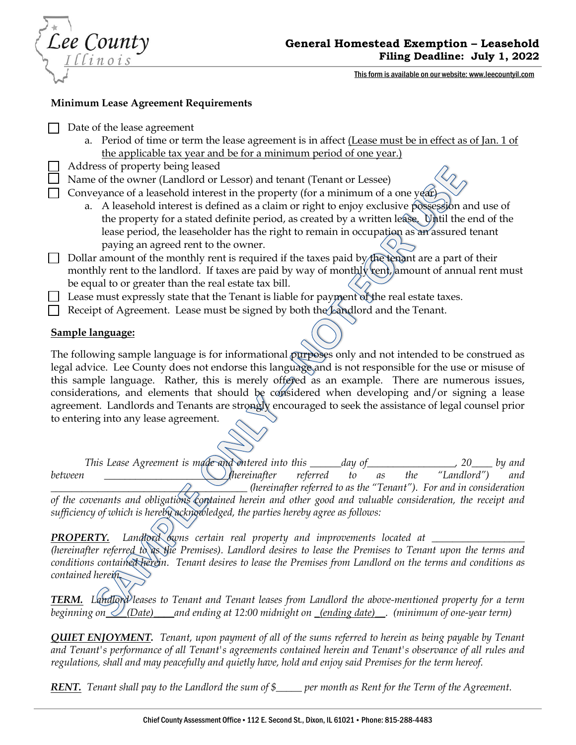**General Homestead Exemption – Leasehold**
**Filing Deadline: July 1, 2022**

This form is available on our website: www.leecountyil.com

### Minimum Lease Agreement Requirements

- ☐ Date of the lease agreement
  a. Period of time or term the lease agreement is in affect (Lease must be in effect as of Jan. 1 of the applicable tax year and be for a minimum period of one year.)
- ☐ Address of property being leased
- ☐ Name of the owner (Landlord or Lessor) and tenant (Tenant or Lessee)
- ☐ Conveyance of a leasehold interest in the property (for a minimum of a one year)
  a. A leasehold interest is defined as a claim or right to enjoy exclusive possession and use of the property for a stated definite period, as created by a written lease. Until the end of the lease period, the leaseholder has the right to remain in occupation as an assured tenant paying an agreed rent to the owner.
- ☐ Dollar amount of the monthly rent is required if the taxes paid by the tenant are a part of their monthly rent to the landlord. If taxes are paid by way of monthly rent, amount of annual rent must be equal to or greater than the real estate tax bill.
- ☐ Lease must expressly state that the Tenant is liable for payment of the real estate taxes.
- ☐ Receipt of Agreement. Lease must be signed by both the Landlord and the Tenant.

**Sample language:**

The following sample language is for informational purposes only and not intended to be construed as legal advice. Lee County does not endorse this language and is not responsible for the use or misuse of this sample language. Rather, this is merely offered as an example. There are numerous issues, considerations, and elements that should be considered when developing and/or signing a lease agreement. Landlords and Tenants are strongly encouraged to seek the assistance of legal counsel prior to entering into any lease agreement.

*This Lease Agreement is made and entered into this ______day of_________________, 20____ by and between ______________________ (hereinafter referred to as the "Landlord") and ________________________________________ (hereinafter referred to as the "Tenant"). For and in consideration of the covenants and obligations contained herein and other good and valuable consideration, the receipt and sufficiency of which is hereby acknowledged, the parties hereby agree as follows:*

***PROPERTY.*** *Landlord owns certain real property and improvements located at __________________ (hereinafter referred to as the Premises). Landlord desires to lease the Premises to Tenant upon the terms and conditions contained herein. Tenant desires to lease the Premises from Landlord on the terms and conditions as contained herein.*

***TERM.*** *Landlord leases to Tenant and Tenant leases from Landlord the above-mentioned property for a term beginning on____(Date)____and ending at 12:00 midnight on _(ending date)__. (minimum of one-year term)*

***QUIET ENJOYMENT.*** *Tenant, upon payment of all of the sums referred to herein as being payable by Tenant and Tenant's performance of all Tenant's agreements contained herein and Tenant's observance of all rules and regulations, shall and may peacefully and quietly have, hold and enjoy said Premises for the term hereof.*

***RENT.*** *Tenant shall pay to the Landlord the sum of $_____ per month as Rent for the Term of the Agreement.*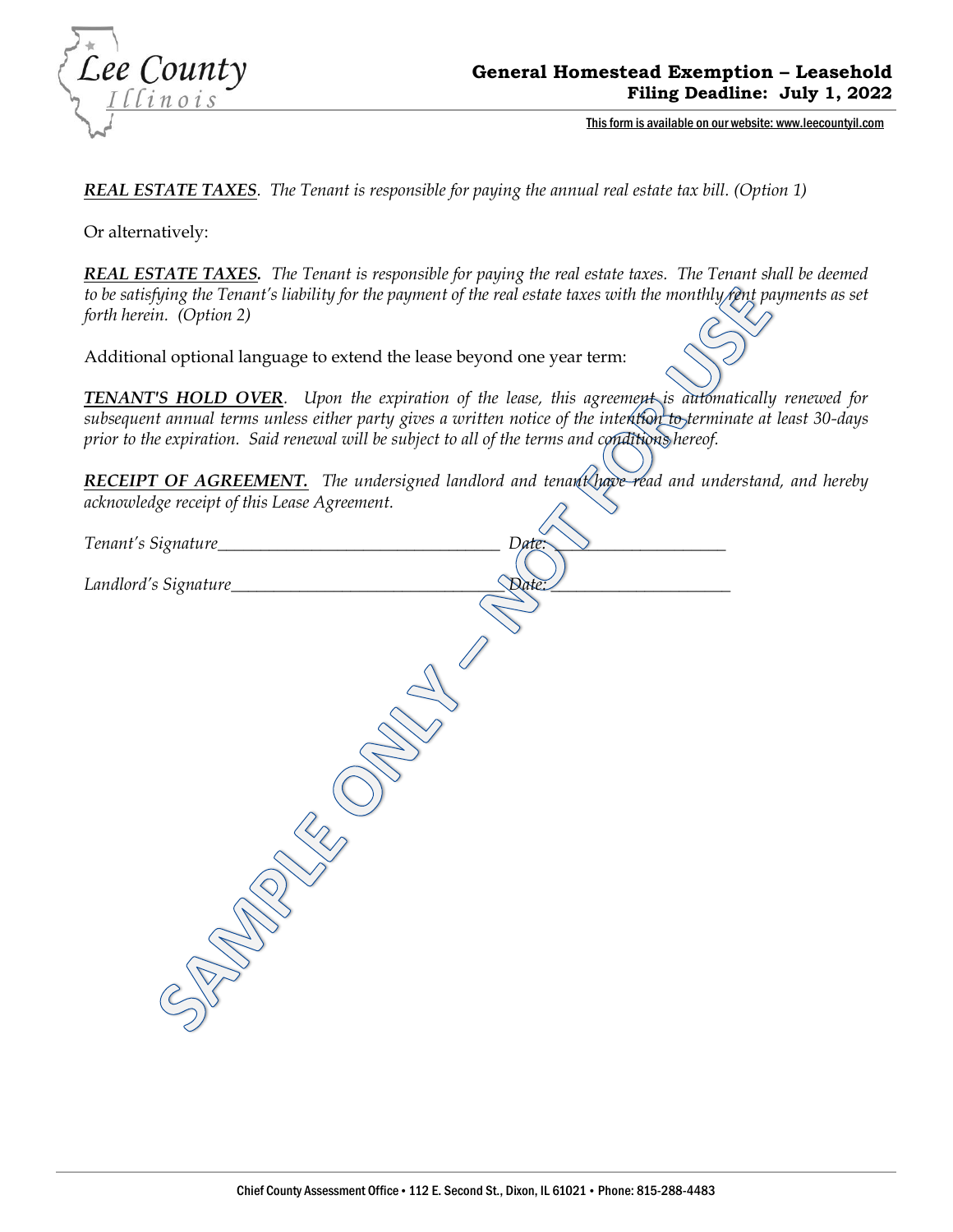***REAL ESTATE TAXES***. *The Tenant is responsible for paying the annual real estate tax bill. (Option 1)*

Or alternatively:

***REAL ESTATE TAXES.*** *The Tenant is responsible for paying the real estate taxes. The Tenant shall be deemed to be satisfying the Tenant's liability for the payment of the real estate taxes with the monthly rent payments as set forth herein. (Option 2)*

Additional optional language to extend the lease beyond one year term:

***TENANT'S HOLD OVER***. *Upon the expiration of the lease, this agreement is automatically renewed for subsequent annual terms unless either party gives a written notice of the intention to terminate at least 30-days prior to the expiration. Said renewal will be subject to all of the terms and conditions hereof.*

***RECEIPT OF AGREEMENT.*** *The undersigned landlord and tenant have read and understand, and hereby acknowledge receipt of this Lease Agreement.*

*Tenant's Signature*_________________________________ *Date:* ____________________

*Landlord's Signature*_______________________________ *Date:* _____________________

SAMPLE ONLY – NOT FOR USE